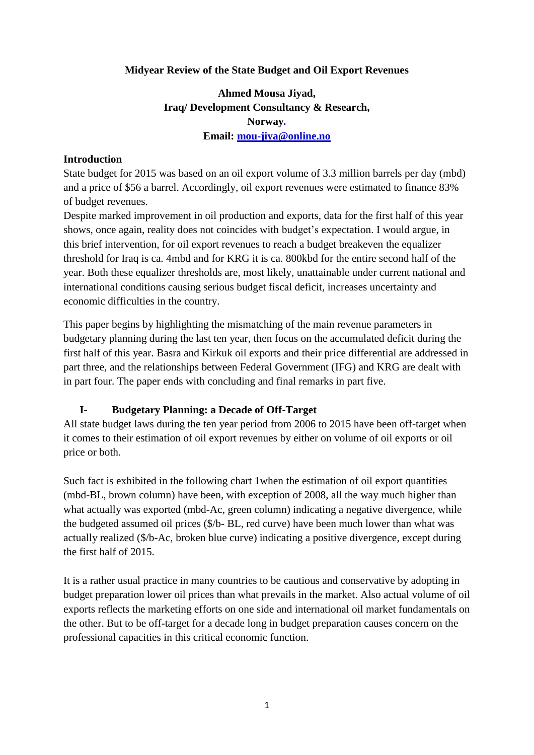# Midyear Review of the State Budget and Oil Export Revenues

**Ahmed Mousa Jiyad,**
**Iraq/ Development Consultancy & Research,**
**Norway.**
**Email: mou-jiya@online.no**

## Introduction

State budget for 2015 was based on an oil export volume of 3.3 million barrels per day (mbd) and a price of $56 a barrel. Accordingly, oil export revenues were estimated to finance 83% of budget revenues.

Despite marked improvement in oil production and exports, data for the first half of this year shows, once again, reality does not coincides with budget's expectation. I would argue, in this brief intervention, for oil export revenues to reach a budget breakeven the equalizer threshold for Iraq is ca. 4mbd and for KRG it is ca. 800kbd for the entire second half of the year. Both these equalizer thresholds are, most likely, unattainable under current national and international conditions causing serious budget fiscal deficit, increases uncertainty and economic difficulties in the country.

This paper begins by highlighting the mismatching of the main revenue parameters in budgetary planning during the last ten year, then focus on the accumulated deficit during the first half of this year. Basra and Kirkuk oil exports and their price differential are addressed in part three, and the relationships between Federal Government (IFG) and KRG are dealt with in part four. The paper ends with concluding and final remarks in part five.

## I- Budgetary Planning: a Decade of Off-Target

All state budget laws during the ten year period from 2006 to 2015 have been off-target when it comes to their estimation of oil export revenues by either on volume of oil exports or oil price or both.

Such fact is exhibited in the following chart 1when the estimation of oil export quantities (mbd-BL, brown column) have been, with exception of 2008, all the way much higher than what actually was exported (mbd-Ac, green column) indicating a negative divergence, while the budgeted assumed oil prices ($/b- BL, red curve) have been much lower than what was actually realized ($/b-Ac, broken blue curve) indicating a positive divergence, except during the first half of 2015.

It is a rather usual practice in many countries to be cautious and conservative by adopting in budget preparation lower oil prices than what prevails in the market. Also actual volume of oil exports reflects the marketing efforts on one side and international oil market fundamentals on the other. But to be off-target for a decade long in budget preparation causes concern on the professional capacities in this critical economic function.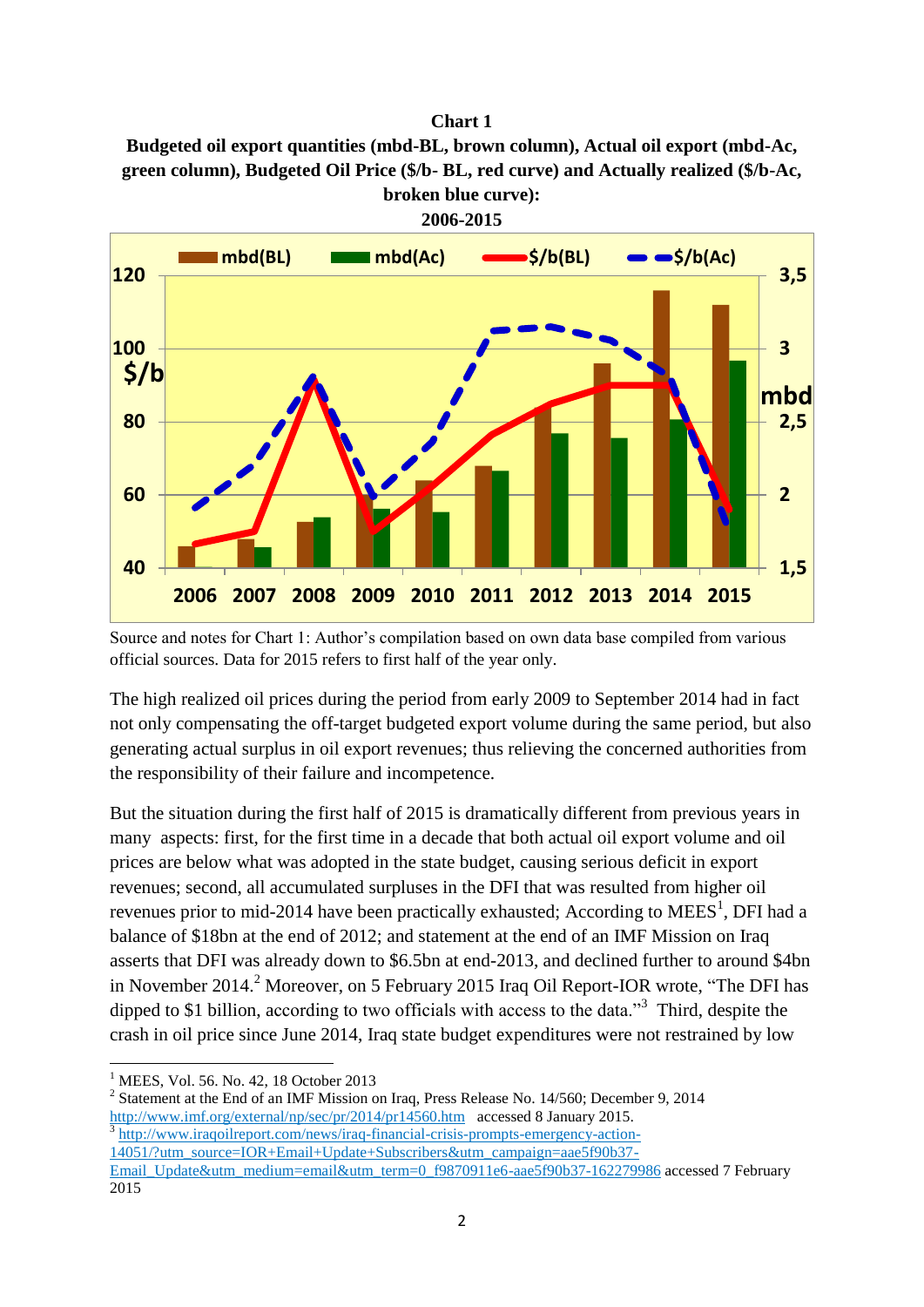**Chart 1**

**Budgeted oil export quantities (mbd-BL, brown column), Actual oil export (mbd-Ac, green column), Budgeted Oil Price ($/b- BL, red curve) and Actually realized ($/b-Ac, broken blue curve):**

**2006-2015**

Source and notes for Chart 1: Author's compilation based on own data base compiled from various official sources. Data for 2015 refers to first half of the year only.

The high realized oil prices during the period from early 2009 to September 2014 had in fact not only compensating the off-target budgeted export volume during the same period, but also generating actual surplus in oil export revenues; thus relieving the concerned authorities from the responsibility of their failure and incompetence.

But the situation during the first half of 2015 is dramatically different from previous years in many aspects: first, for the first time in a decade that both actual oil export volume and oil prices are below what was adopted in the state budget, causing serious deficit in export revenues; second, all accumulated surpluses in the DFI that was resulted from higher oil revenues prior to mid-2014 have been practically exhausted; According to MEES[1], DFI had a balance of $18bn at the end of 2012; and statement at the end of an IMF Mission on Iraq asserts that DFI was already down to $6.5bn at end-2013, and declined further to around $4bn in November 2014.[2] Moreover, on 5 February 2015 Iraq Oil Report-IOR wrote, "The DFI has dipped to $1 billion, according to two officials with access to the data."[3] Third, despite the crash in oil price since June 2014, Iraq state budget expenditures were not restrained by low

[1] MEES, Vol. 56. No. 42, 18 October 2013

[2] Statement at the End of an IMF Mission on Iraq, Press Release No. 14/560; December 9, 2014 http://www.imf.org/external/np/sec/pr/2014/pr14560.htm accessed 8 January 2015.

[3] http://www.iraqoilreport.com/news/iraq-financial-crisis-prompts-emergency-action-14051/?utm_source=IOR+Email+Update+Subscribers&utm_campaign=aae5f90b37-Email_Update&utm_medium=email&utm_term=0_f9870911e6-aae5f90b37-162279986 accessed 7 February 2015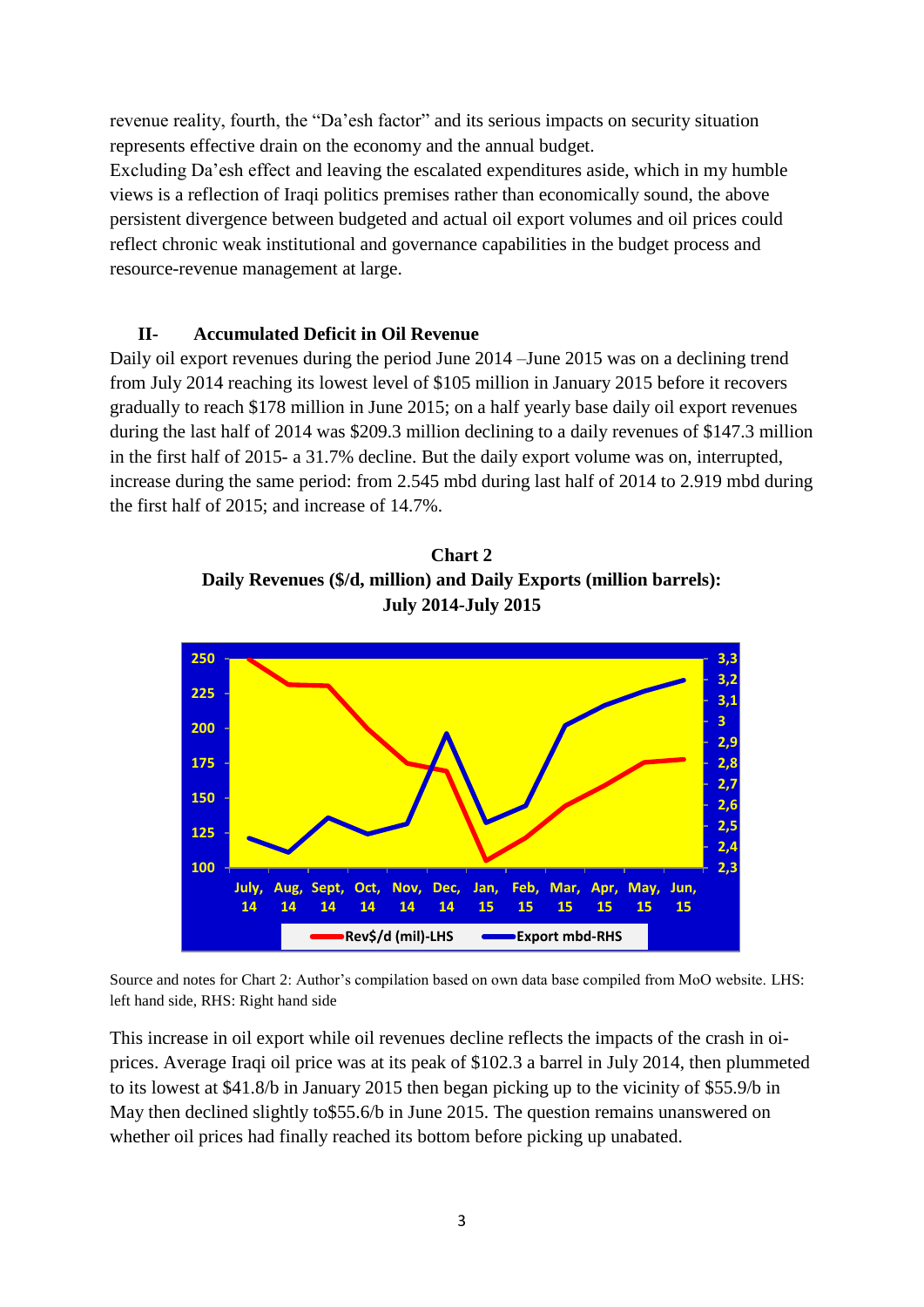revenue reality, fourth, the "Da'esh factor" and its serious impacts on security situation represents effective drain on the economy and the annual budget.

Excluding Da'esh effect and leaving the escalated expenditures aside, which in my humble views is a reflection of Iraqi politics premises rather than economically sound, the above persistent divergence between budgeted and actual oil export volumes and oil prices could reflect chronic weak institutional and governance capabilities in the budget process and resource-revenue management at large.

## II- Accumulated Deficit in Oil Revenue

Daily oil export revenues during the period June 2014 –June 2015 was on a declining trend from July 2014 reaching its lowest level of $105 million in January 2015 before it recovers gradually to reach $178 million in June 2015; on a half yearly base daily oil export revenues during the last half of 2014 was $209.3 million declining to a daily revenues of $147.3 million in the first half of 2015- a 31.7% decline. But the daily export volume was on, interrupted, increase during the same period: from 2.545 mbd during last half of 2014 to 2.919 mbd during the first half of 2015; and increase of 14.7%.

**Chart 2**
**Daily Revenues ($/d, million) and Daily Exports (million barrels): July 2014-July 2015**

Source and notes for Chart 2: Author's compilation based on own data base compiled from MoO website. LHS: left hand side, RHS: Right hand side

This increase in oil export while oil revenues decline reflects the impacts of the crash in oi-prices. Average Iraqi oil price was at its peak of $102.3 a barrel in July 2014, then plummeted to its lowest at $41.8/b in January 2015 then began picking up to the vicinity of $55.9/b in May then declined slightly to$55.6/b in June 2015. The question remains unanswered on whether oil prices had finally reached its bottom before picking up unabated.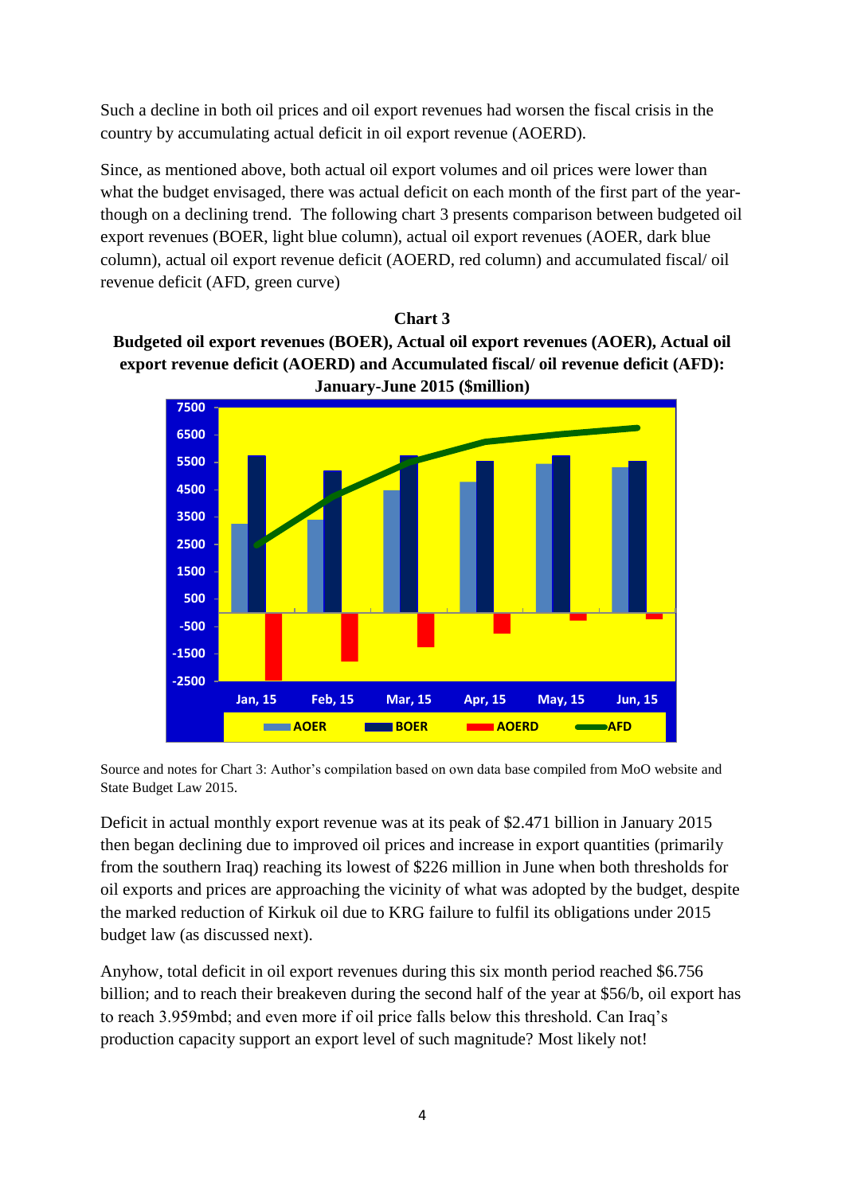Such a decline in both oil prices and oil export revenues had worsen the fiscal crisis in the country by accumulating actual deficit in oil export revenue (AOERD).

Since, as mentioned above, both actual oil export volumes and oil prices were lower than what the budget envisaged, there was actual deficit on each month of the first part of the year- though on a declining trend. The following chart 3 presents comparison between budgeted oil export revenues (BOER, light blue column), actual oil export revenues (AOER, dark blue column), actual oil export revenue deficit (AOERD, red column) and accumulated fiscal/ oil revenue deficit (AFD, green curve)

**Chart 3**

**Budgeted oil export revenues (BOER), Actual oil export revenues (AOER), Actual oil export revenue deficit (AOERD) and Accumulated fiscal/ oil revenue deficit (AFD): January-June 2015 ($million)**

Source and notes for Chart 3: Author's compilation based on own data base compiled from MoO website and State Budget Law 2015.

Deficit in actual monthly export revenue was at its peak of $2.471 billion in January 2015 then began declining due to improved oil prices and increase in export quantities (primarily from the southern Iraq) reaching its lowest of $226 million in June when both thresholds for oil exports and prices are approaching the vicinity of what was adopted by the budget, despite the marked reduction of Kirkuk oil due to KRG failure to fulfil its obligations under 2015 budget law (as discussed next).

Anyhow, total deficit in oil export revenues during this six month period reached $6.756 billion; and to reach their breakeven during the second half of the year at $56/b, oil export has to reach 3.959mbd; and even more if oil price falls below this threshold. Can Iraq's production capacity support an export level of such magnitude? Most likely not!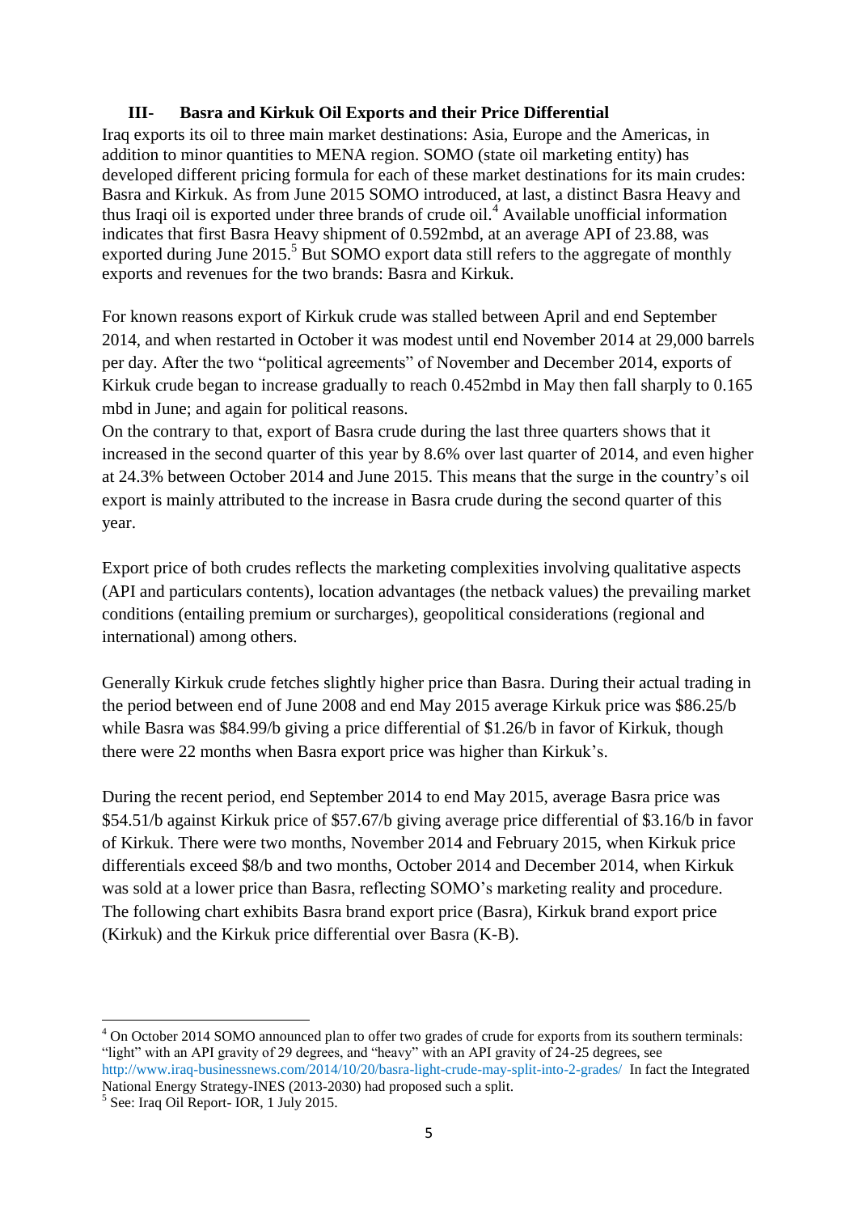## III- Basra and Kirkuk Oil Exports and their Price Differential

Iraq exports its oil to three main market destinations: Asia, Europe and the Americas, in addition to minor quantities to MENA region. SOMO (state oil marketing entity) has developed different pricing formula for each of these market destinations for its main crudes: Basra and Kirkuk. As from June 2015 SOMO introduced, at last, a distinct Basra Heavy and thus Iraqi oil is exported under three brands of crude oil.[4] Available unofficial information indicates that first Basra Heavy shipment of 0.592mbd, at an average API of 23.88, was exported during June 2015.[5] But SOMO export data still refers to the aggregate of monthly exports and revenues for the two brands: Basra and Kirkuk.

For known reasons export of Kirkuk crude was stalled between April and end September 2014, and when restarted in October it was modest until end November 2014 at 29,000 barrels per day. After the two "political agreements" of November and December 2014, exports of Kirkuk crude began to increase gradually to reach 0.452mbd in May then fall sharply to 0.165 mbd in June; and again for political reasons.

On the contrary to that, export of Basra crude during the last three quarters shows that it increased in the second quarter of this year by 8.6% over last quarter of 2014, and even higher at 24.3% between October 2014 and June 2015. This means that the surge in the country's oil export is mainly attributed to the increase in Basra crude during the second quarter of this year.

Export price of both crudes reflects the marketing complexities involving qualitative aspects (API and particulars contents), location advantages (the netback values) the prevailing market conditions (entailing premium or surcharges), geopolitical considerations (regional and international) among others.

Generally Kirkuk crude fetches slightly higher price than Basra. During their actual trading in the period between end of June 2008 and end May 2015 average Kirkuk price was $86.25/b while Basra was $84.99/b giving a price differential of $1.26/b in favor of Kirkuk, though there were 22 months when Basra export price was higher than Kirkuk's.

During the recent period, end September 2014 to end May 2015, average Basra price was $54.51/b against Kirkuk price of $57.67/b giving average price differential of $3.16/b in favor of Kirkuk. There were two months, November 2014 and February 2015, when Kirkuk price differentials exceed $8/b and two months, October 2014 and December 2014, when Kirkuk was sold at a lower price than Basra, reflecting SOMO's marketing reality and procedure. The following chart exhibits Basra brand export price (Basra), Kirkuk brand export price (Kirkuk) and the Kirkuk price differential over Basra (K-B).

---

[4] On October 2014 SOMO announced plan to offer two grades of crude for exports from its southern terminals: "light" with an API gravity of 29 degrees, and "heavy" with an API gravity of 24-25 degrees, see http://www.iraq-businessnews.com/2014/10/20/basra-light-crude-may-split-into-2-grades/ In fact the Integrated National Energy Strategy-INES (2013-2030) had proposed such a split.

[5] See: Iraq Oil Report- IOR, 1 July 2015.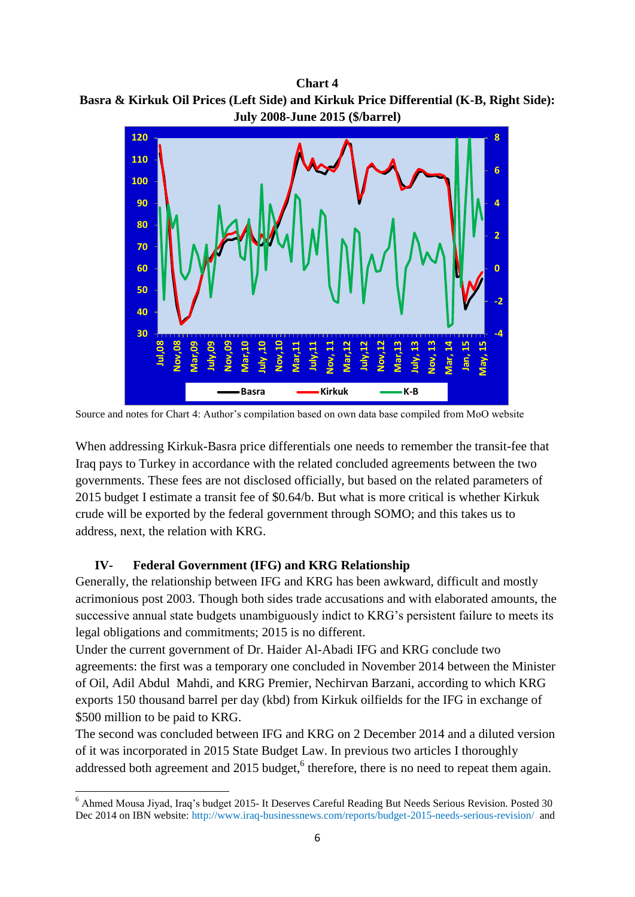**Chart 4**
**Basra & Kirkuk Oil Prices (Left Side) and Kirkuk Price Differential (K-B, Right Side): July 2008-June 2015 ($/barrel)**

Source and notes for Chart 4: Author's compilation based on own data base compiled from MoO website

When addressing Kirkuk-Basra price differentials one needs to remember the transit-fee that Iraq pays to Turkey in accordance with the related concluded agreements between the two governments. These fees are not disclosed officially, but based on the related parameters of 2015 budget I estimate a transit fee of $0.64/b. But what is more critical is whether Kirkuk crude will be exported by the federal government through SOMO; and this takes us to address, next, the relation with KRG.

## IV- Federal Government (IFG) and KRG Relationship

Generally, the relationship between IFG and KRG has been awkward, difficult and mostly acrimonious post 2003. Though both sides trade accusations and with elaborated amounts, the successive annual state budgets unambiguously indict to KRG's persistent failure to meets its legal obligations and commitments; 2015 is no different.

Under the current government of Dr. Haider Al-Abadi IFG and KRG conclude two agreements: the first was a temporary one concluded in November 2014 between the Minister of Oil, Adil Abdul Mahdi, and KRG Premier, Nechirvan Barzani, according to which KRG exports 150 thousand barrel per day (kbd) from Kirkuk oilfields for the IFG in exchange of $500 million to be paid to KRG.

The second was concluded between IFG and KRG on 2 December 2014 and a diluted version of it was incorporated in 2015 State Budget Law. In previous two articles I thoroughly addressed both agreement and 2015 budget,[6] therefore, there is no need to repeat them again.

---

[6] Ahmed Mousa Jiyad, Iraq's budget 2015- It Deserves Careful Reading But Needs Serious Revision. Posted 30 Dec 2014 on IBN website: http://www.iraq-businessnews.com/reports/budget-2015-needs-serious-revision/ and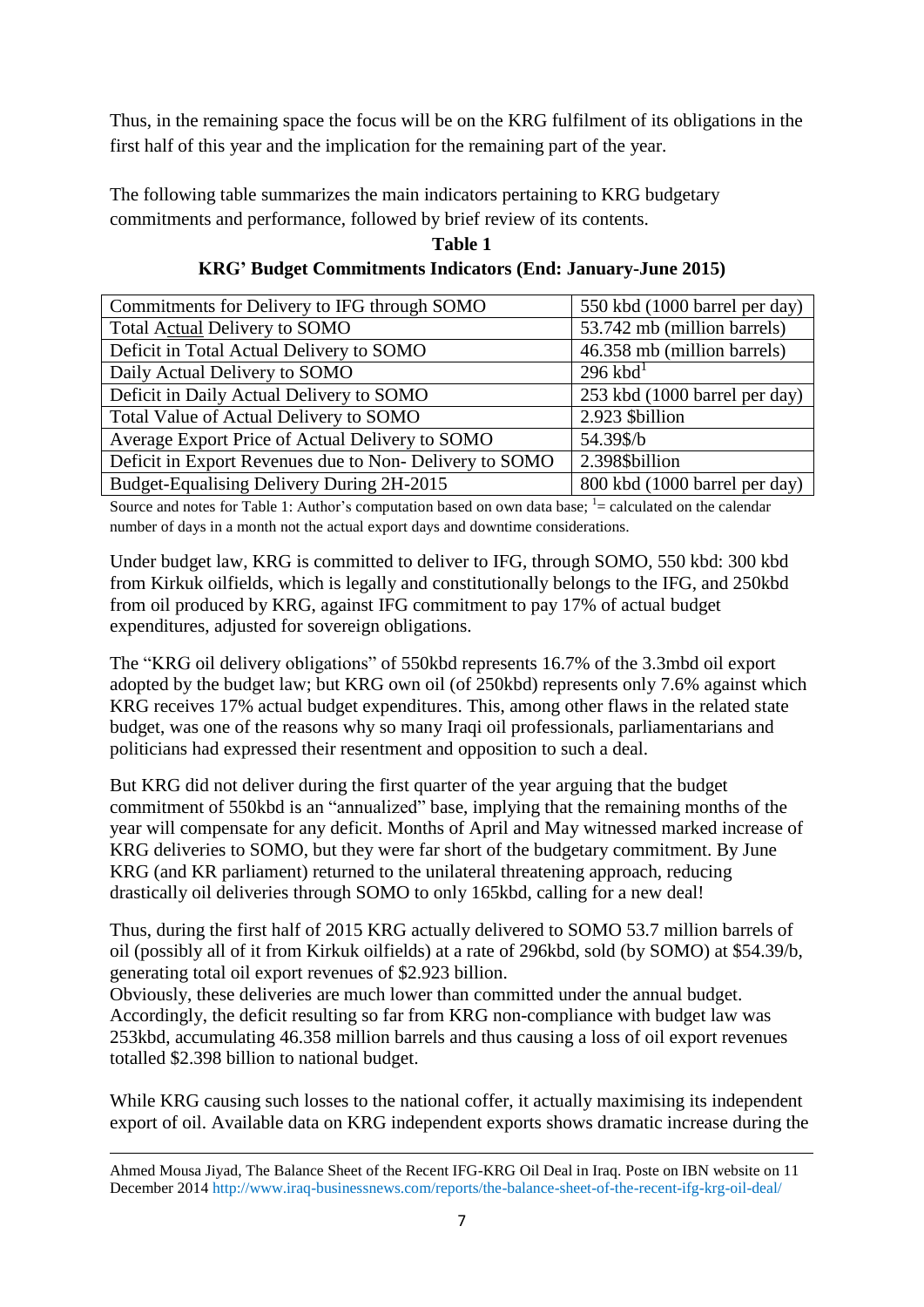Thus, in the remaining space the focus will be on the KRG fulfilment of its obligations in the first half of this year and the implication for the remaining part of the year.

The following table summarizes the main indicators pertaining to KRG budgetary commitments and performance, followed by brief review of its contents.

**Table 1**

**KRG' Budget Commitments Indicators (End: January-June 2015)**

| Indicator | Value |
|---|---|
| Commitments for Delivery to IFG through SOMO | 550 kbd (1000 barrel per day) |
| Total Actual Delivery to SOMO | 53.742 mb (million barrels) |
| Deficit in Total Actual Delivery to SOMO | 46.358 mb (million barrels) |
| Daily Actual Delivery to SOMO | 296 kbd[1] |
| Deficit in Daily Actual Delivery to SOMO | 253 kbd (1000 barrel per day) |
| Total Value of Actual Delivery to SOMO | 2.923 $billion |
| Average Export Price of Actual Delivery to SOMO | 54.39$/b |
| Deficit in Export Revenues due to Non- Delivery to SOMO | 2.398$billion |
| Budget-Equalising Delivery During 2H-2015 | 800 kbd (1000 barrel per day) |

Source and notes for Table 1: Author's computation based on own data base; [1]= calculated on the calendar number of days in a month not the actual export days and downtime considerations.

Under budget law, KRG is committed to deliver to IFG, through SOMO, 550 kbd: 300 kbd from Kirkuk oilfields, which is legally and constitutionally belongs to the IFG, and 250kbd from oil produced by KRG, against IFG commitment to pay 17% of actual budget expenditures, adjusted for sovereign obligations.

The "KRG oil delivery obligations" of 550kbd represents 16.7% of the 3.3mbd oil export adopted by the budget law; but KRG own oil (of 250kbd) represents only 7.6% against which KRG receives 17% actual budget expenditures. This, among other flaws in the related state budget, was one of the reasons why so many Iraqi oil professionals, parliamentarians and politicians had expressed their resentment and opposition to such a deal.

But KRG did not deliver during the first quarter of the year arguing that the budget commitment of 550kbd is an "annualized" base, implying that the remaining months of the year will compensate for any deficit. Months of April and May witnessed marked increase of KRG deliveries to SOMO, but they were far short of the budgetary commitment. By June KRG (and KR parliament) returned to the unilateral threatening approach, reducing drastically oil deliveries through SOMO to only 165kbd, calling for a new deal!

Thus, during the first half of 2015 KRG actually delivered to SOMO 53.7 million barrels of oil (possibly all of it from Kirkuk oilfields) at a rate of 296kbd, sold (by SOMO) at $54.39/b, generating total oil export revenues of $2.923 billion.
Obviously, these deliveries are much lower than committed under the annual budget. Accordingly, the deficit resulting so far from KRG non-compliance with budget law was 253kbd, accumulating 46.358 million barrels and thus causing a loss of oil export revenues totalled $2.398 billion to national budget.

While KRG causing such losses to the national coffer, it actually maximising its independent export of oil. Available data on KRG independent exports shows dramatic increase during the

---

Ahmed Mousa Jiyad, The Balance Sheet of the Recent IFG-KRG Oil Deal in Iraq. Poste on IBN website on 11 December 2014 http://www.iraq-businessnews.com/reports/the-balance-sheet-of-the-recent-ifg-krg-oil-deal/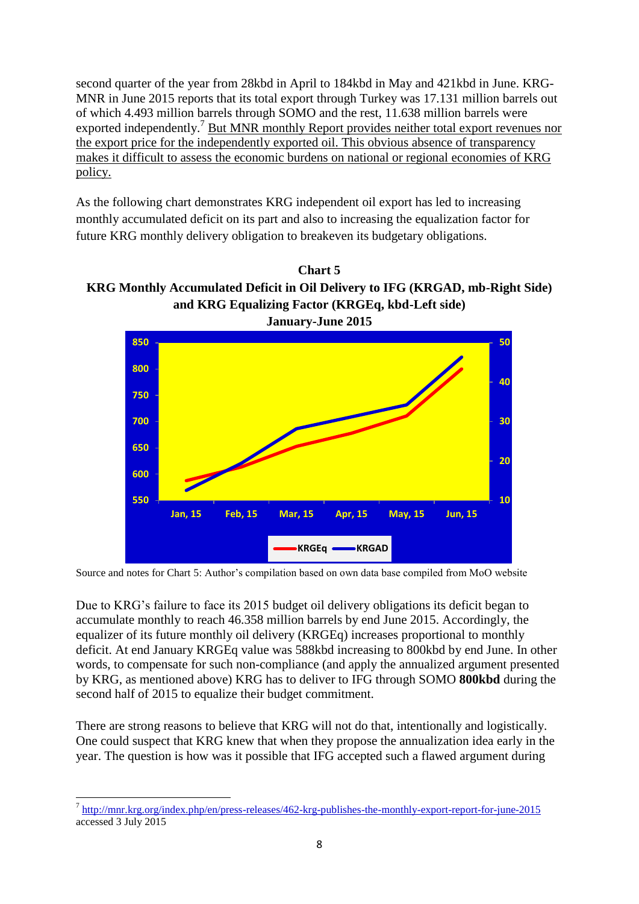second quarter of the year from 28kbd in April to 184kbd in May and 421kbd in June. KRG-MNR in June 2015 reports that its total export through Turkey was 17.131 million barrels out of which 4.493 million barrels through SOMO and the rest, 11.638 million barrels were exported independently.[7] But MNR monthly Report provides neither total export revenues nor the export price for the independently exported oil. This obvious absence of transparency makes it difficult to assess the economic burdens on national or regional economies of KRG policy.

As the following chart demonstrates KRG independent oil export has led to increasing monthly accumulated deficit on its part and also to increasing the equalization factor for future KRG monthly delivery obligation to breakeven its budgetary obligations.

**Chart 5**
**KRG Monthly Accumulated Deficit in Oil Delivery to IFG (KRGAD, mb-Right Side) and KRG Equalizing Factor (KRGEq, kbd-Left side)**
**January-June 2015**

Source and notes for Chart 5: Author's compilation based on own data base compiled from MoO website

Due to KRG's failure to face its 2015 budget oil delivery obligations its deficit began to accumulate monthly to reach 46.358 million barrels by end June 2015. Accordingly, the equalizer of its future monthly oil delivery (KRGEq) increases proportional to monthly deficit. At end January KRGEq value was 588kbd increasing to 800kbd by end June. In other words, to compensate for such non-compliance (and apply the annualized argument presented by KRG, as mentioned above) KRG has to deliver to IFG through SOMO **800kbd** during the second half of 2015 to equalize their budget commitment.

There are strong reasons to believe that KRG will not do that, intentionally and logistically. One could suspect that KRG knew that when they propose the annualization idea early in the year. The question is how was it possible that IFG accepted such a flawed argument during

---

[7] http://mnr.krg.org/index.php/en/press-releases/462-krg-publishes-the-monthly-export-report-for-june-2015 accessed 3 July 2015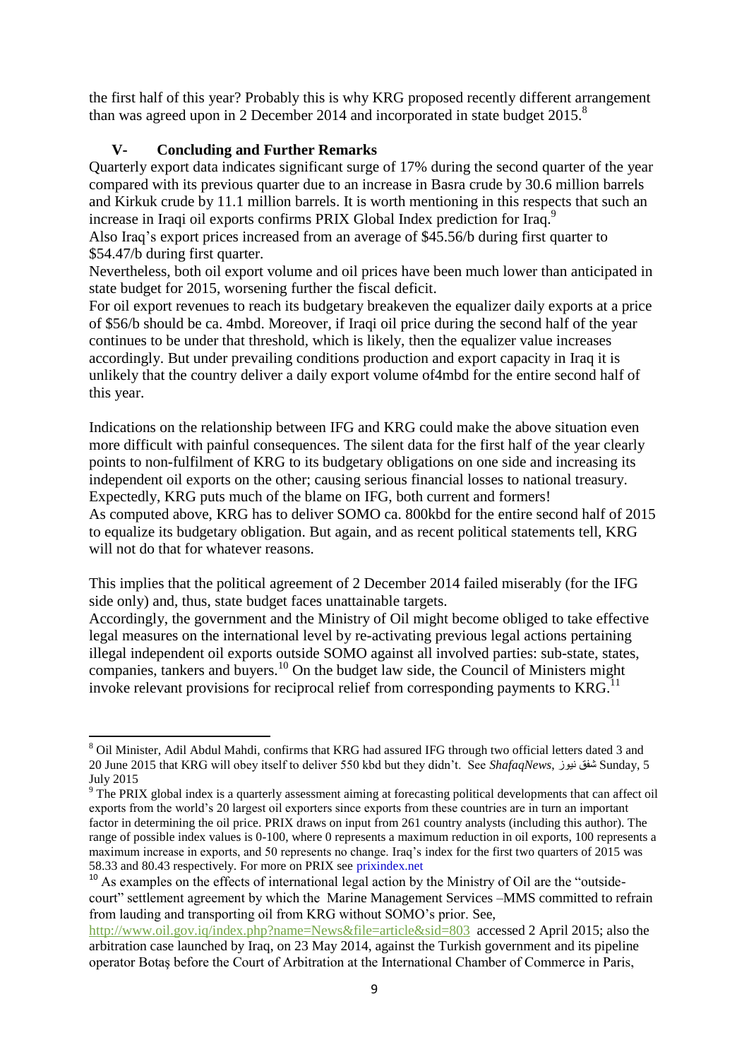the first half of this year? Probably this is why KRG proposed recently different arrangement than was agreed upon in 2 December 2014 and incorporated in state budget 2015.[8]

## V- Concluding and Further Remarks

Quarterly export data indicates significant surge of 17% during the second quarter of the year compared with its previous quarter due to an increase in Basra crude by 30.6 million barrels and Kirkuk crude by 11.1 million barrels. It is worth mentioning in this respects that such an increase in Iraqi oil exports confirms PRIX Global Index prediction for Iraq.[9]

Also Iraq's export prices increased from an average of \$45.56/b during first quarter to \$54.47/b during first quarter.

Nevertheless, both oil export volume and oil prices have been much lower than anticipated in state budget for 2015, worsening further the fiscal deficit.

For oil export revenues to reach its budgetary breakeven the equalizer daily exports at a price of \$56/b should be ca. 4mbd. Moreover, if Iraqi oil price during the second half of the year continues to be under that threshold, which is likely, then the equalizer value increases accordingly. But under prevailing conditions production and export capacity in Iraq it is unlikely that the country deliver a daily export volume of4mbd for the entire second half of this year.

Indications on the relationship between IFG and KRG could make the above situation even more difficult with painful consequences. The silent data for the first half of the year clearly points to non-fulfilment of KRG to its budgetary obligations on one side and increasing its independent oil exports on the other; causing serious financial losses to national treasury. Expectedly, KRG puts much of the blame on IFG, both current and formers!

As computed above, KRG has to deliver SOMO ca. 800kbd for the entire second half of 2015 to equalize its budgetary obligation. But again, and as recent political statements tell, KRG will not do that for whatever reasons.

This implies that the political agreement of 2 December 2014 failed miserably (for the IFG side only) and, thus, state budget faces unattainable targets.

Accordingly, the government and the Ministry of Oil might become obliged to take effective legal measures on the international level by re-activating previous legal actions pertaining illegal independent oil exports outside SOMO against all involved parties: sub-state, states, companies, tankers and buyers.[10] On the budget law side, the Council of Ministers might invoke relevant provisions for reciprocal relief from corresponding payments to KRG.[11]

---

[8] Oil Minister, Adil Abdul Mahdi, confirms that KRG had assured IFG through two official letters dated 3 and 20 June 2015 that KRG will obey itself to deliver 550 kbd but they didn't. See *ShafaqNews*, شفق نيوز Sunday, 5 July 2015

[9] The PRIX global index is a quarterly assessment aiming at forecasting political developments that can affect oil exports from the world's 20 largest oil exporters since exports from these countries are in turn an important factor in determining the oil price. PRIX draws on input from 261 country analysts (including this author). The range of possible index values is 0-100, where 0 represents a maximum reduction in oil exports, 100 represents a maximum increase in exports, and 50 represents no change. Iraq's index for the first two quarters of 2015 was 58.33 and 80.43 respectively. For more on PRIX see prixindex.net

[10] As examples on the effects of international legal action by the Ministry of Oil are the "outside-court" settlement agreement by which the Marine Management Services –MMS committed to refrain from lauding and transporting oil from KRG without SOMO's prior. See, http://www.oil.gov.iq/index.php?name=News&file=article&sid=803 accessed 2 April 2015; also the arbitration case launched by Iraq, on 23 May 2014, against the Turkish government and its pipeline operator Botaş before the Court of Arbitration at the International Chamber of Commerce in Paris,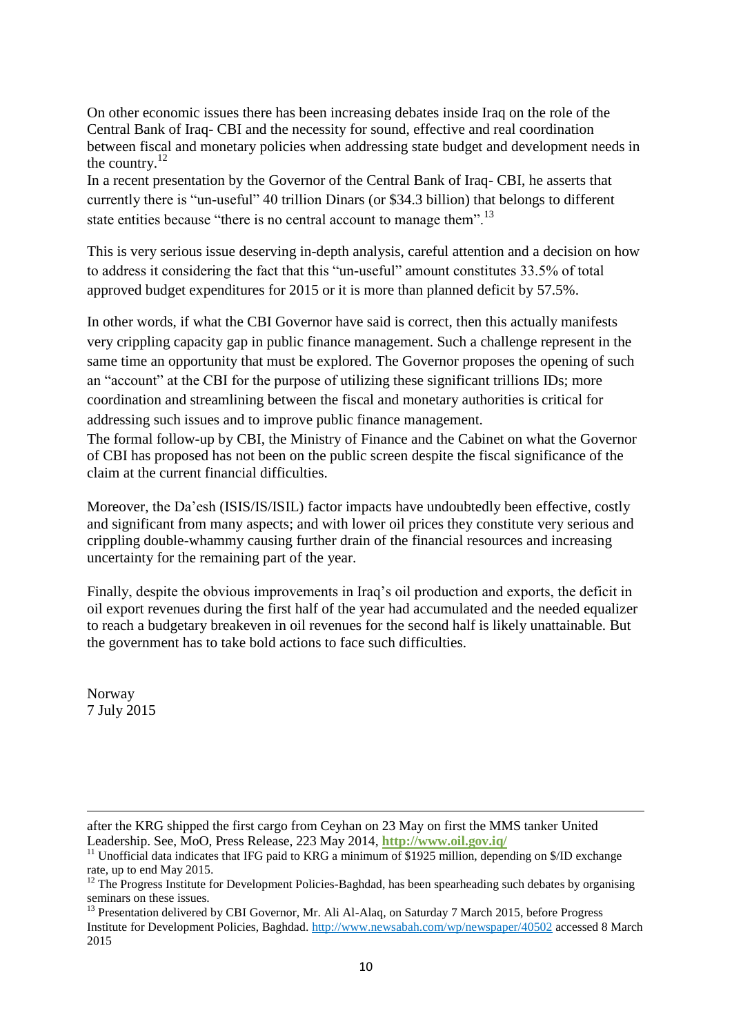On other economic issues there has been increasing debates inside Iraq on the role of the Central Bank of Iraq- CBI and the necessity for sound, effective and real coordination between fiscal and monetary policies when addressing state budget and development needs in the country.[12]

In a recent presentation by the Governor of the Central Bank of Iraq- CBI, he asserts that currently there is "un-useful" 40 trillion Dinars (or $34.3 billion) that belongs to different state entities because "there is no central account to manage them".[13]

This is very serious issue deserving in-depth analysis, careful attention and a decision on how to address it considering the fact that this "un-useful" amount constitutes 33.5% of total approved budget expenditures for 2015 or it is more than planned deficit by 57.5%.

In other words, if what the CBI Governor have said is correct, then this actually manifests very crippling capacity gap in public finance management. Such a challenge represent in the same time an opportunity that must be explored. The Governor proposes the opening of such an "account" at the CBI for the purpose of utilizing these significant trillions IDs; more coordination and streamlining between the fiscal and monetary authorities is critical for addressing such issues and to improve public finance management.

The formal follow-up by CBI, the Ministry of Finance and the Cabinet on what the Governor of CBI has proposed has not been on the public screen despite the fiscal significance of the claim at the current financial difficulties.

Moreover, the Da'esh (ISIS/IS/ISIL) factor impacts have undoubtedly been effective, costly and significant from many aspects; and with lower oil prices they constitute very serious and crippling double-whammy causing further drain of the financial resources and increasing uncertainty for the remaining part of the year.

Finally, despite the obvious improvements in Iraq's oil production and exports, the deficit in oil export revenues during the first half of the year had accumulated and the needed equalizer to reach a budgetary breakeven in oil revenues for the second half is likely unattainable. But the government has to take bold actions to face such difficulties.

Norway
7 July 2015

---

after the KRG shipped the first cargo from Ceyhan on 23 May on first the MMS tanker United Leadership. See, MoO, Press Release, 223 May 2014, **http://www.oil.gov.iq/**

[11] Unofficial data indicates that IFG paid to KRG a minimum of $1925 million, depending on $/ID exchange rate, up to end May 2015.

[12] The Progress Institute for Development Policies-Baghdad, has been spearheading such debates by organising seminars on these issues.

[13] Presentation delivered by CBI Governor, Mr. Ali Al-Alaq, on Saturday 7 March 2015, before Progress Institute for Development Policies, Baghdad. http://www.newsabah.com/wp/newspaper/40502 accessed 8 March 2015